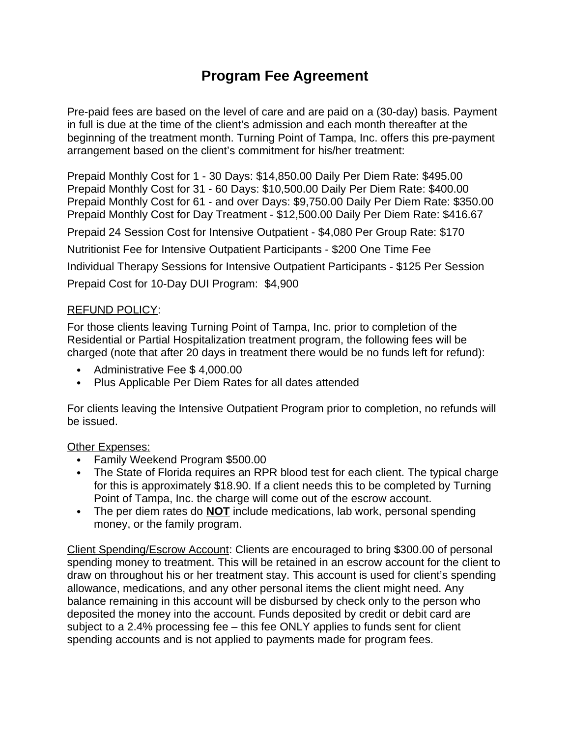# Program Fee Agreement

Pre-paid fees are based on the level of care and are paid on a (30-day) basis. Payment in full is due at the time of the client's admission and each month thereafter at the beginning of the treatment month. Turning Point of Tampa, Inc. offers this pre-payment arrangement based on the client's commitment for his/her treatment:

Prepaid Monthly Cost for 1 - 30 Days: $14,850.00 Daily Per Diem Rate: $495.00
Prepaid Monthly Cost for 31 - 60 Days: $10,500.00 Daily Per Diem Rate: $400.00
Prepaid Monthly Cost for 61 - and over Days: $9,750.00 Daily Per Diem Rate: $350.00
Prepaid Monthly Cost for Day Treatment - $12,500.00 Daily Per Diem Rate: $416.67

Prepaid 24 Session Cost for Intensive Outpatient - $4,080 Per Group Rate: $170

Nutritionist Fee for Intensive Outpatient Participants - $200 One Time Fee

Individual Therapy Sessions for Intensive Outpatient Participants - $125 Per Session

Prepaid Cost for 10-Day DUI Program: $4,900

<u>REFUND POLICY</u>:

For those clients leaving Turning Point of Tampa, Inc. prior to completion of the Residential or Partial Hospitalization treatment program, the following fees will be charged (note that after 20 days in treatment there would be no funds left for refund):

- Administrative Fee $ 4,000.00
- Plus Applicable Per Diem Rates for all dates attended

For clients leaving the Intensive Outpatient Program prior to completion, no refunds will be issued.

<u>Other Expenses:</u>

- Family Weekend Program $500.00
- The State of Florida requires an RPR blood test for each client. The typical charge for this is approximately $18.90. If a client needs this to be completed by Turning Point of Tampa, Inc. the charge will come out of the escrow account.
- The per diem rates do **<u>NOT</u>** include medications, lab work, personal spending money, or the family program.

<u>Client Spending/Escrow Account</u>: Clients are encouraged to bring $300.00 of personal spending money to treatment. This will be retained in an escrow account for the client to draw on throughout his or her treatment stay. This account is used for client's spending allowance, medications, and any other personal items the client might need. Any balance remaining in this account will be disbursed by check only to the person who deposited the money into the account. Funds deposited by credit or debit card are subject to a 2.4% processing fee – this fee ONLY applies to funds sent for client spending accounts and is not applied to payments made for program fees.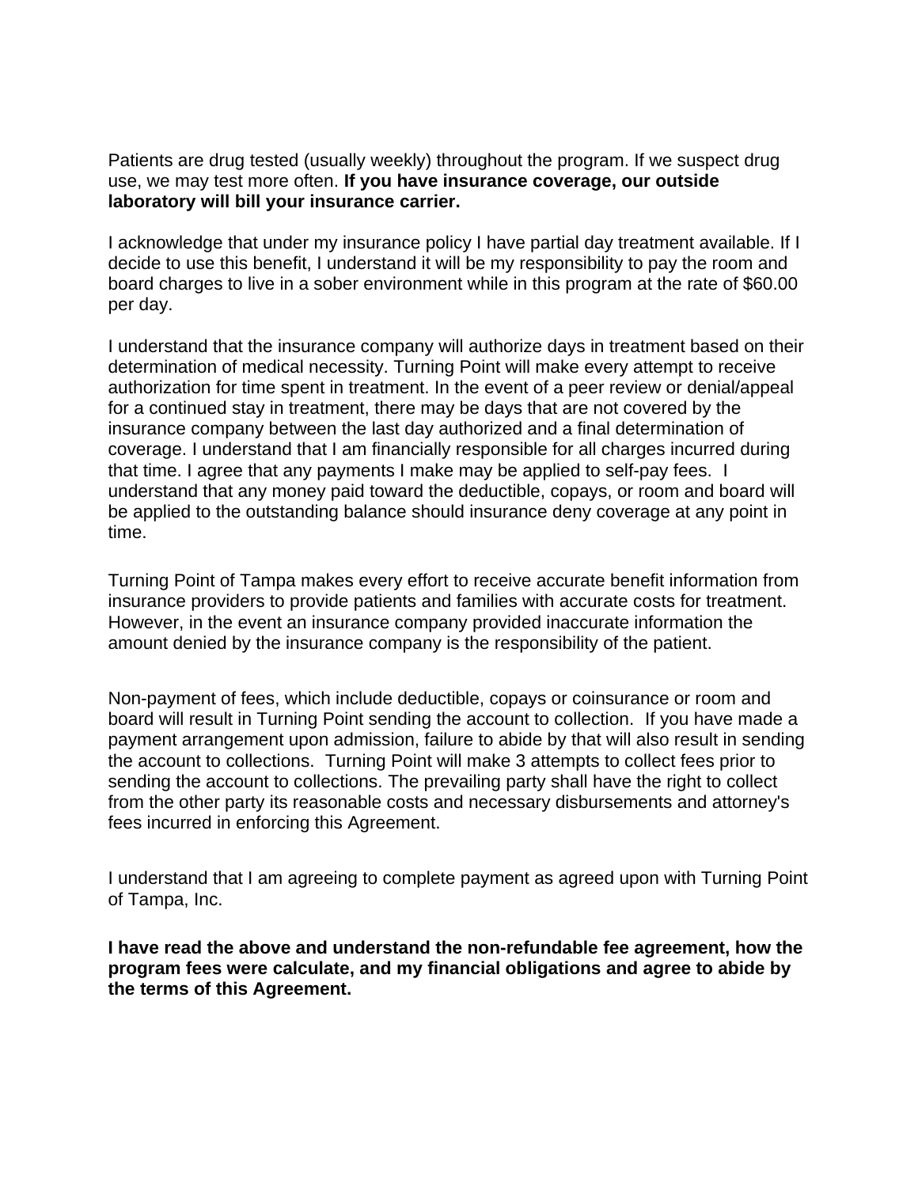Patients are drug tested (usually weekly) throughout the program. If we suspect drug use, we may test more often. **If you have insurance coverage, our outside laboratory will bill your insurance carrier.**

I acknowledge that under my insurance policy I have partial day treatment available. If I decide to use this benefit, I understand it will be my responsibility to pay the room and board charges to live in a sober environment while in this program at the rate of $60.00 per day.

I understand that the insurance company will authorize days in treatment based on their determination of medical necessity. Turning Point will make every attempt to receive authorization for time spent in treatment. In the event of a peer review or denial/appeal for a continued stay in treatment, there may be days that are not covered by the insurance company between the last day authorized and a final determination of coverage. I understand that I am financially responsible for all charges incurred during that time. I agree that any payments I make may be applied to self-pay fees. I understand that any money paid toward the deductible, copays, or room and board will be applied to the outstanding balance should insurance deny coverage at any point in time.

Turning Point of Tampa makes every effort to receive accurate benefit information from insurance providers to provide patients and families with accurate costs for treatment. However, in the event an insurance company provided inaccurate information the amount denied by the insurance company is the responsibility of the patient.

Non-payment of fees, which include deductible, copays or coinsurance or room and board will result in Turning Point sending the account to collection. If you have made a payment arrangement upon admission, failure to abide by that will also result in sending the account to collections. Turning Point will make 3 attempts to collect fees prior to sending the account to collections. The prevailing party shall have the right to collect from the other party its reasonable costs and necessary disbursements and attorney's fees incurred in enforcing this Agreement.

I understand that I am agreeing to complete payment as agreed upon with Turning Point of Tampa, Inc.

**I have read the above and understand the non-refundable fee agreement, how the program fees were calculate, and my financial obligations and agree to abide by the terms of this Agreement.**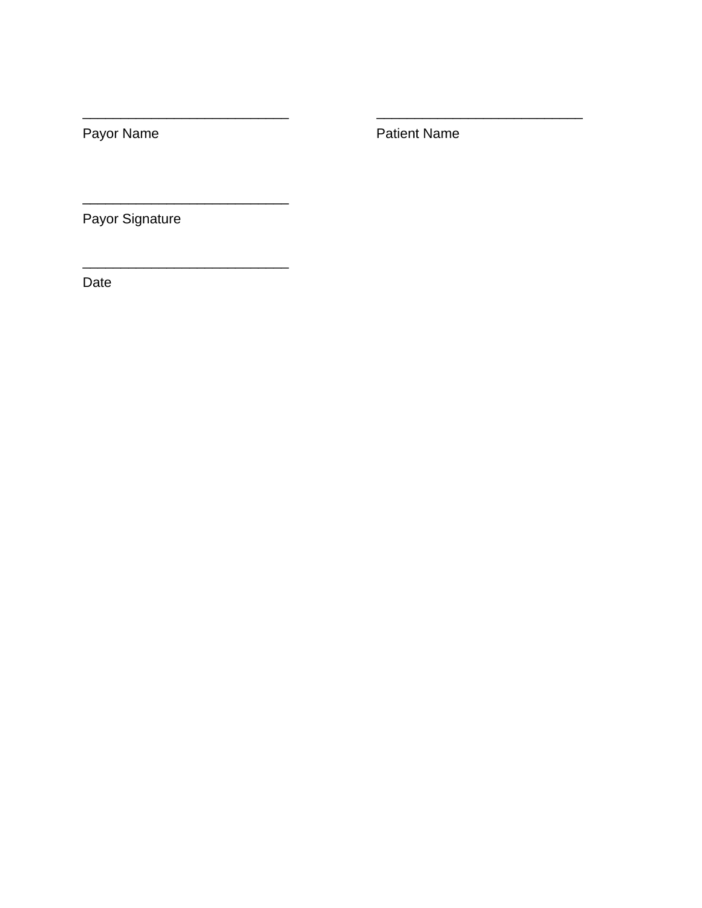___________________________ 
Payor Name

___________________________ 
Patient Name

___________________________ 
Payor Signature

___________________________ 
Date